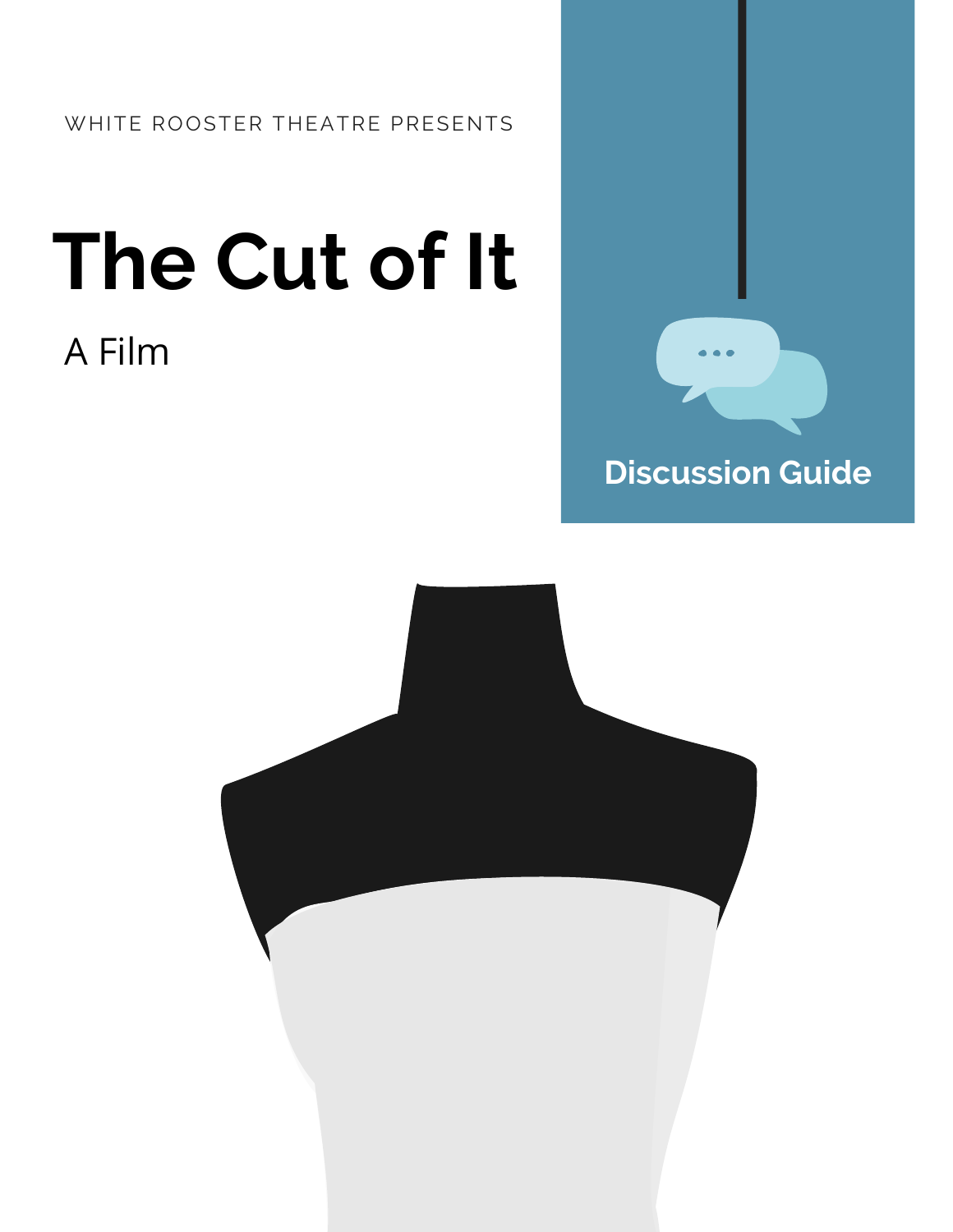WHITE ROOSTER THEATRE PRESENTS

# The Cut of It

A Film

## Discussion Guide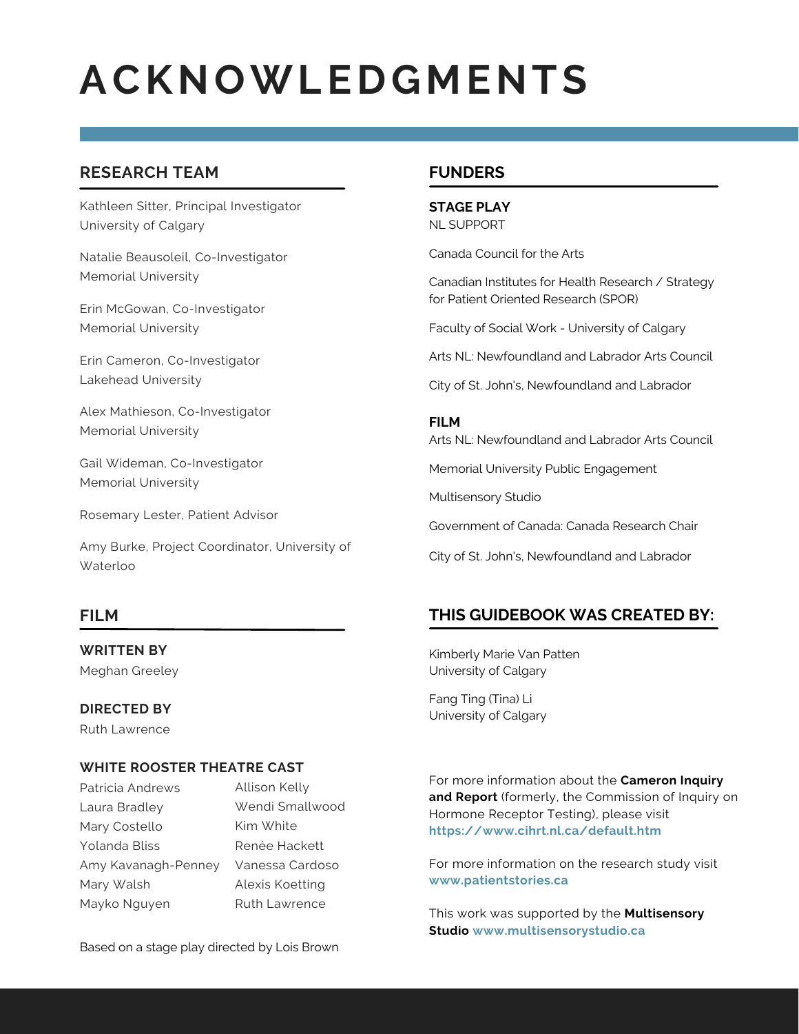# ACKNOWLEDGMENTS

## RESEARCH TEAM

Kathleen Sitter, Principal Investigator
University of Calgary

Natalie Beausoleil, Co-Investigator
Memorial University

Erin McGowan, Co-Investigator
Memorial University

Erin Cameron, Co-Investigator
Lakehead University

Alex Mathieson, Co-Investigator
Memorial University

Gail Wideman, Co-Investigator
Memorial University

Rosemary Lester, Patient Advisor

Amy Burke, Project Coordinator, University of Waterloo

## FILM

**WRITTEN BY**
Meghan Greeley

**DIRECTED BY**
Ruth Lawrence

**WHITE ROOSTER THEATRE CAST**

Patricia Andrews
Laura Bradley
Mary Costello
Yolanda Bliss
Amy Kavanagh-Penney
Mary Walsh
Mayko Nguyen
Allison Kelly
Wendi Smallwood
Kim White
Renée Hackett
Vanessa Cardoso
Alexis Koetting
Ruth Lawrence

Based on a stage play directed by Lois Brown

## FUNDERS

**STAGE PLAY**
NL SUPPORT

Canada Council for the Arts

Canadian Institutes for Health Research / Strategy for Patient Oriented Research (SPOR)

Faculty of Social Work - University of Calgary

Arts NL: Newfoundland and Labrador Arts Council

City of St. John's, Newfoundland and Labrador

**FILM**
Arts NL: Newfoundland and Labrador Arts Council

Memorial University Public Engagement

Multisensory Studio

Government of Canada: Canada Research Chair

City of St. John's, Newfoundland and Labrador

## THIS GUIDEBOOK WAS CREATED BY:

Kimberly Marie Van Patten
University of Calgary

Fang Ting (Tina) Li
University of Calgary

For more information about the **Cameron Inquiry and Report** (formerly, the Commission of Inquiry on Hormone Receptor Testing), please visit **https://www.cihrt.nl.ca/default.htm**

For more information on the research study visit **www.patientstories.ca**

This work was supported by the **Multisensory Studio www.multisensorystudio.ca**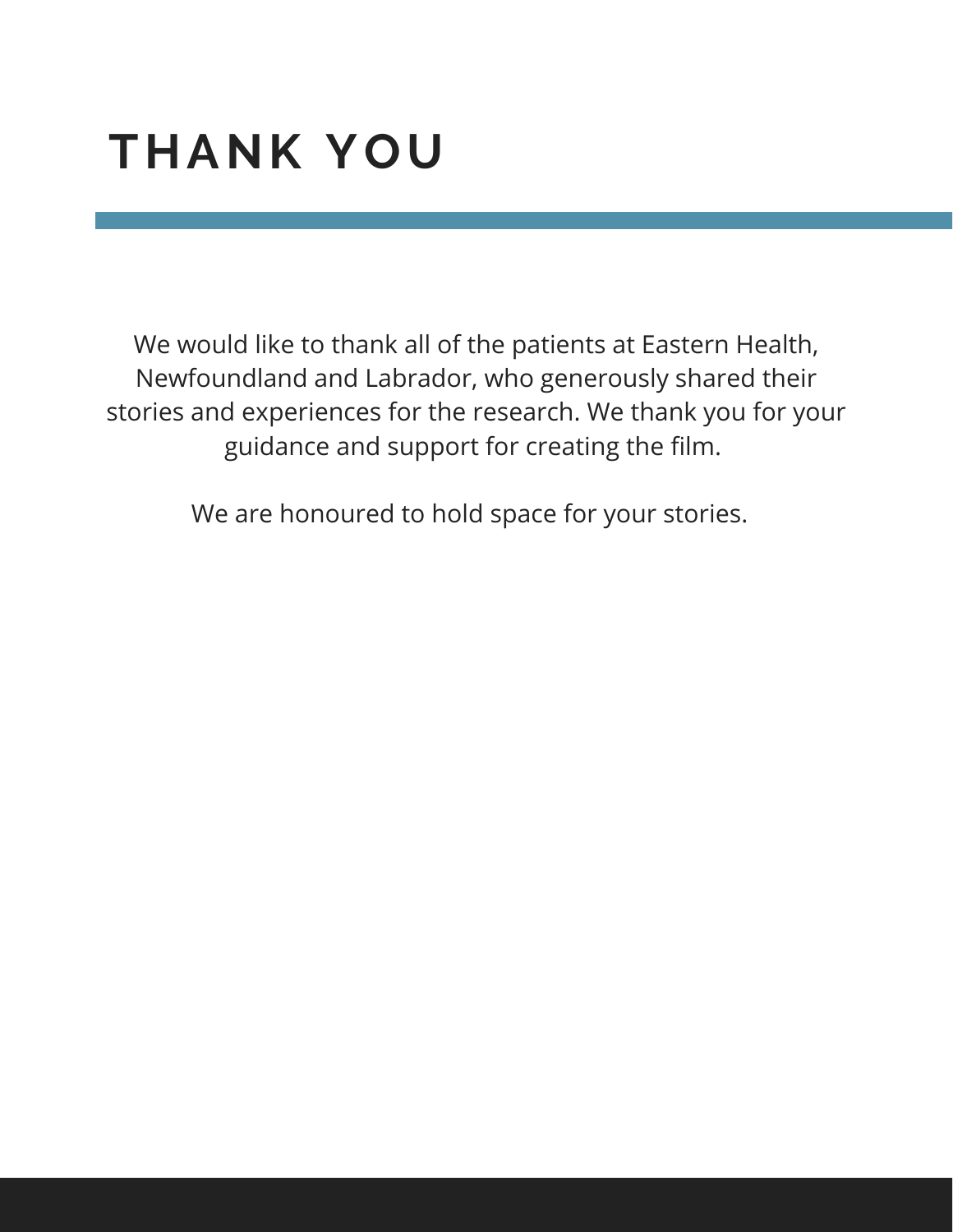# THANK YOU

We would like to thank all of the patients at Eastern Health, Newfoundland and Labrador, who generously shared their stories and experiences for the research. We thank you for your guidance and support for creating the film.

We are honoured to hold space for your stories.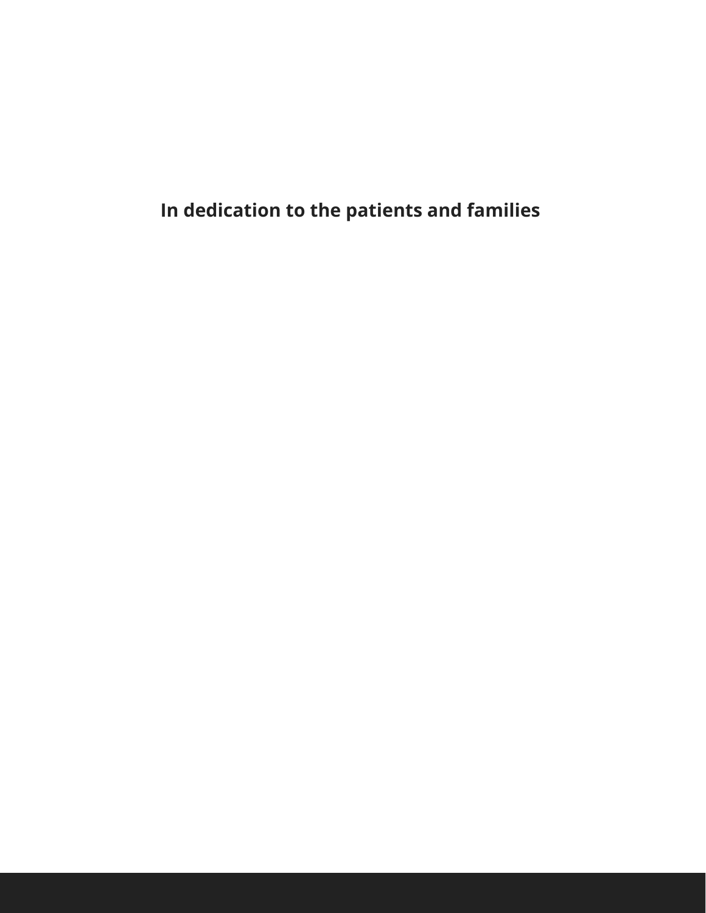**In dedication to the patients and families**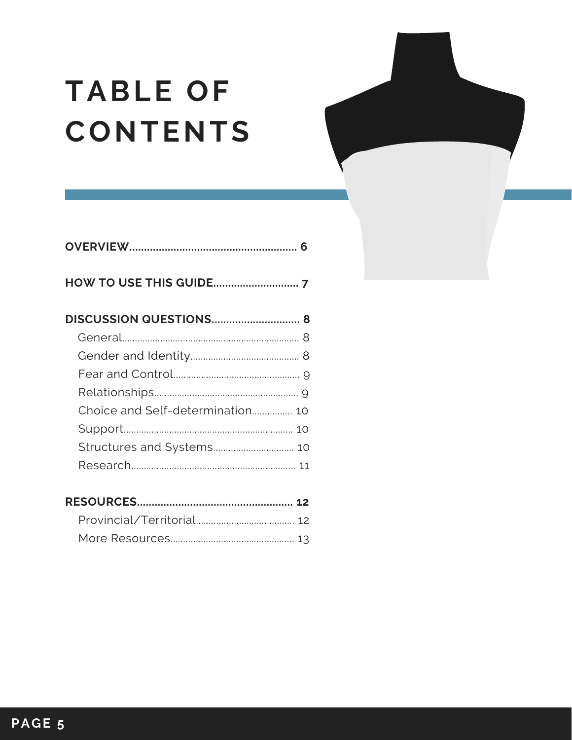# TABLE OF CONTENTS

**OVERVIEW......................................................... 6**

**HOW TO USE THIS GUIDE............................. 7**

**DISCUSSION QUESTIONS.............................. 8**

- General...................................................................... 8
- Gender and Identity........................................... 8
- Fear and Control.................................................. 9
- Relationships......................................................... 9
- Choice and Self-determination................ 10
- Support................................................................... 10
- Structures and Systems................................ 10
- Research................................................................. 11

**RESOURCES..................................................... 12**

- Provincial/Territorial....................................... 12
- More Resources................................................ 13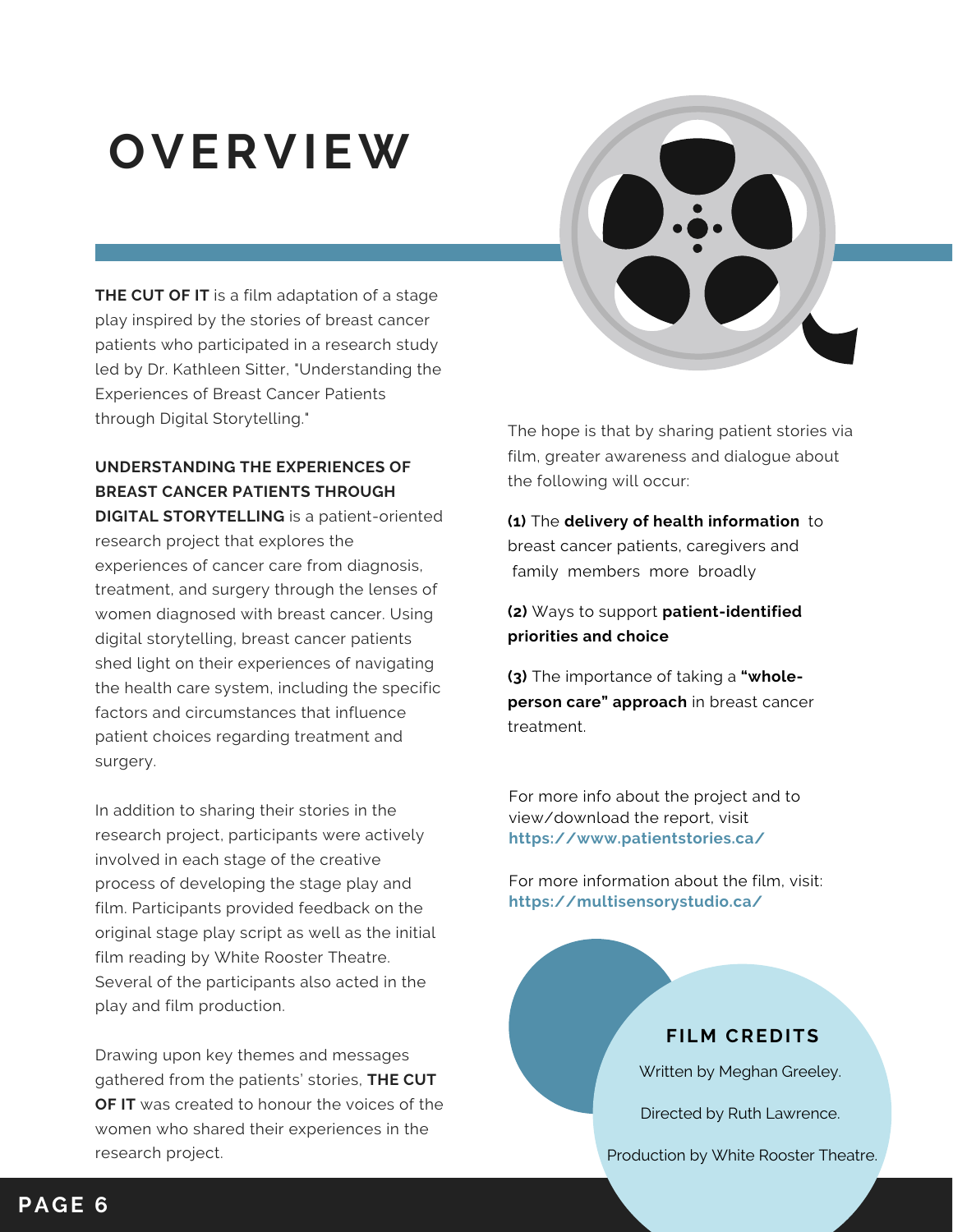# OVERVIEW

**THE CUT OF IT** is a film adaptation of a stage play inspired by the stories of breast cancer patients who participated in a research study led by Dr. Kathleen Sitter, "Understanding the Experiences of Breast Cancer Patients through Digital Storytelling."

**UNDERSTANDING THE EXPERIENCES OF BREAST CANCER PATIENTS THROUGH DIGITAL STORYTELLING** is a patient-oriented research project that explores the experiences of cancer care from diagnosis, treatment, and surgery through the lenses of women diagnosed with breast cancer. Using digital storytelling, breast cancer patients shed light on their experiences of navigating the health care system, including the specific factors and circumstances that influence patient choices regarding treatment and surgery.

In addition to sharing their stories in the research project, participants were actively involved in each stage of the creative process of developing the stage play and film. Participants provided feedback on the original stage play script as well as the initial film reading by White Rooster Theatre. Several of the participants also acted in the play and film production.

Drawing upon key themes and messages gathered from the patients' stories, **THE CUT OF IT** was created to honour the voices of the women who shared their experiences in the research project.

The hope is that by sharing patient stories via film, greater awareness and dialogue about the following will occur:

**(1)** The **delivery of health information** to breast cancer patients, caregivers and family members more broadly

**(2)** Ways to support **patient-identified priorities and choice**

**(3)** The importance of taking a **"whole-person care" approach** in breast cancer treatment.

For more info about the project and to view/download the report, visit **https://www.patientstories.ca/**

For more information about the film, visit: **https://multisensorystudio.ca/**

## FILM CREDITS

Written by Meghan Greeley.

Directed by Ruth Lawrence.

Production by White Rooster Theatre.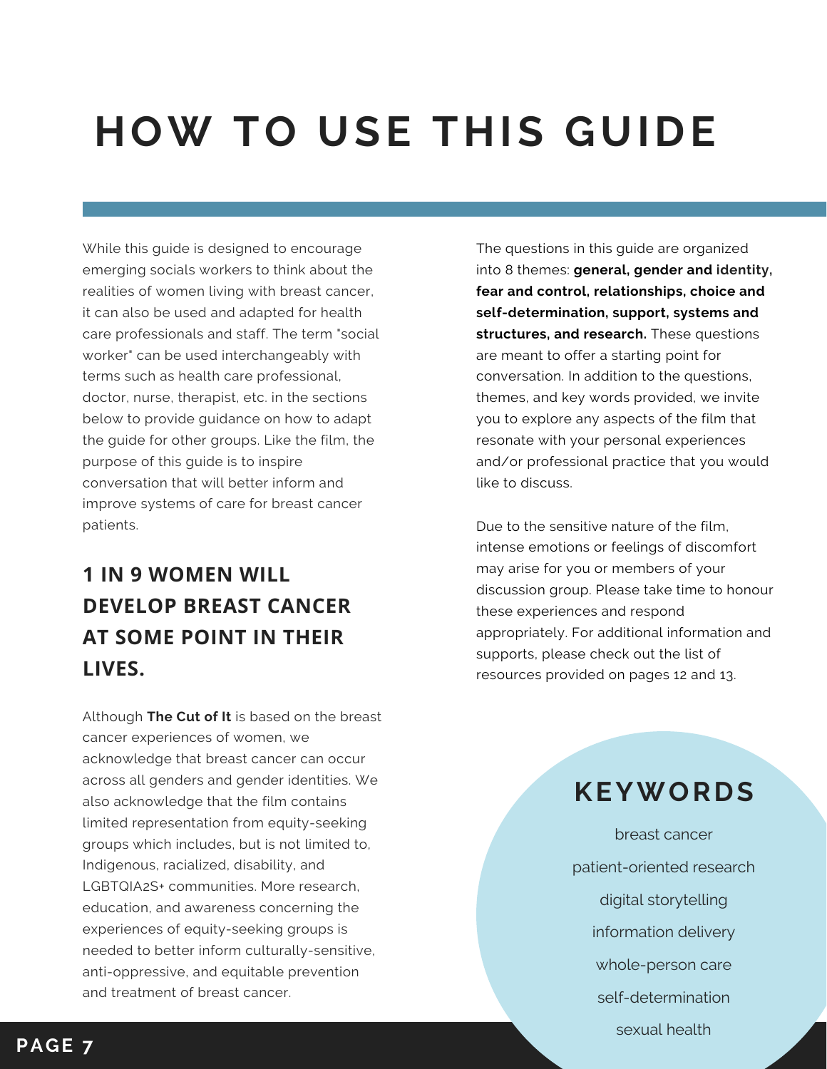# HOW TO USE THIS GUIDE

While this guide is designed to encourage emerging socials workers to think about the realities of women living with breast cancer, it can also be used and adapted for health care professionals and staff. The term "social worker" can be used interchangeably with terms such as health care professional, doctor, nurse, therapist, etc. in the sections below to provide guidance on how to adapt the guide for other groups. Like the film, the purpose of this guide is to inspire conversation that will better inform and improve systems of care for breast cancer patients.

## 1 IN 9 WOMEN WILL DEVELOP BREAST CANCER AT SOME POINT IN THEIR LIVES.

Although **The Cut of It** is based on the breast cancer experiences of women, we acknowledge that breast cancer can occur across all genders and gender identities. We also acknowledge that the film contains limited representation from equity-seeking groups which includes, but is not limited to, Indigenous, racialized, disability, and LGBTQIA2S+ communities. More research, education, and awareness concerning the experiences of equity-seeking groups is needed to better inform culturally-sensitive, anti-oppressive, and equitable prevention and treatment of breast cancer.

The questions in this guide are organized into 8 themes: **general, gender and identity, fear and control, relationships, choice and self-determination, support, systems and structures, and research.** These questions are meant to offer a starting point for conversation. In addition to the questions, themes, and key words provided, we invite you to explore any aspects of the film that resonate with your personal experiences and/or professional practice that you would like to discuss.

Due to the sensitive nature of the film, intense emotions or feelings of discomfort may arise for you or members of your discussion group. Please take time to honour these experiences and respond appropriately. For additional information and supports, please check out the list of resources provided on pages 12 and 13.

## KEYWORDS

breast cancer

patient-oriented research

digital storytelling

information delivery

whole-person care

self-determination

sexual health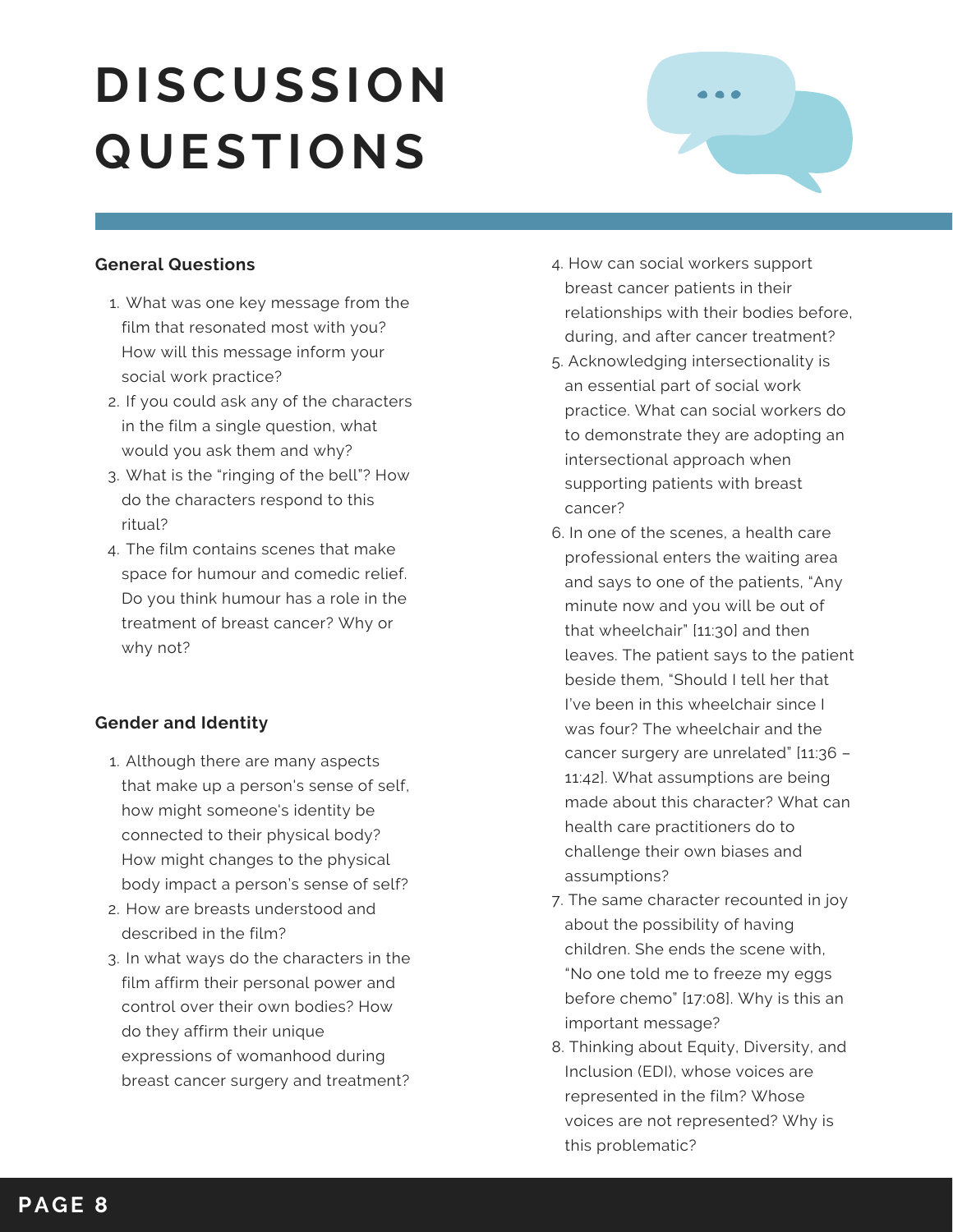# DISCUSSION QUESTIONS

**General Questions**

1. What was one key message from the film that resonated most with you? How will this message inform your social work practice?
2. If you could ask any of the characters in the film a single question, what would you ask them and why?
3. What is the "ringing of the bell"? How do the characters respond to this ritual?
4. The film contains scenes that make space for humour and comedic relief. Do you think humour has a role in the treatment of breast cancer? Why or why not?

**Gender and Identity**

1. Although there are many aspects that make up a person's sense of self, how might someone's identity be connected to their physical body? How might changes to the physical body impact a person's sense of self?
2. How are breasts understood and described in the film?
3. In what ways do the characters in the film affirm their personal power and control over their own bodies? How do they affirm their unique expressions of womanhood during breast cancer surgery and treatment?
4. How can social workers support breast cancer patients in their relationships with their bodies before, during, and after cancer treatment?
5. Acknowledging intersectionality is an essential part of social work practice. What can social workers do to demonstrate they are adopting an intersectional approach when supporting patients with breast cancer?
6. In one of the scenes, a health care professional enters the waiting area and says to one of the patients, "Any minute now and you will be out of that wheelchair" [11:30] and then leaves. The patient says to the patient beside them, "Should I tell her that I've been in this wheelchair since I was four? The wheelchair and the cancer surgery are unrelated" [11:36 – 11:42]. What assumptions are being made about this character? What can health care practitioners do to challenge their own biases and assumptions?
7. The same character recounted in joy about the possibility of having children. She ends the scene with, "No one told me to freeze my eggs before chemo" [17:08]. Why is this an important message?
8. Thinking about Equity, Diversity, and Inclusion (EDI), whose voices are represented in the film? Whose voices are not represented? Why is this problematic?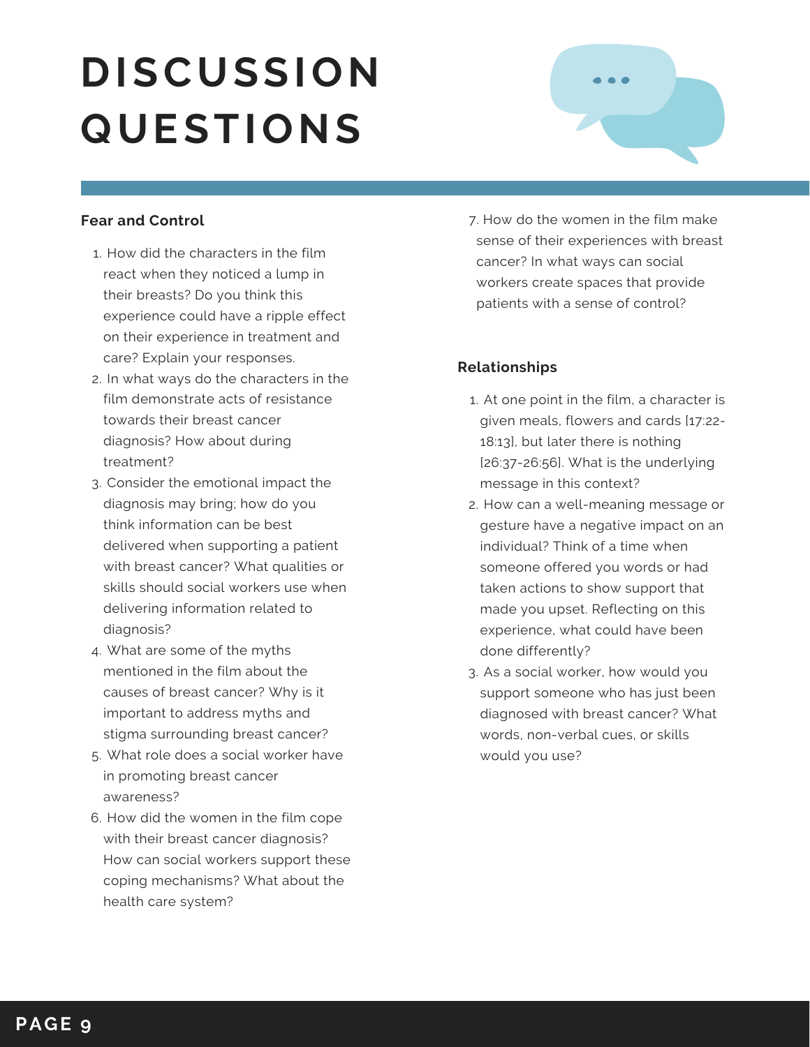# DISCUSSION QUESTIONS

### Fear and Control

1. How did the characters in the film react when they noticed a lump in their breasts? Do you think this experience could have a ripple effect on their experience in treatment and care? Explain your responses.
2. In what ways do the characters in the film demonstrate acts of resistance towards their breast cancer diagnosis? How about during treatment?
3. Consider the emotional impact the diagnosis may bring; how do you think information can be best delivered when supporting a patient with breast cancer? What qualities or skills should social workers use when delivering information related to diagnosis?
4. What are some of the myths mentioned in the film about the causes of breast cancer? Why is it important to address myths and stigma surrounding breast cancer?
5. What role does a social worker have in promoting breast cancer awareness?
6. How did the women in the film cope with their breast cancer diagnosis? How can social workers support these coping mechanisms? What about the health care system?
7. How do the women in the film make sense of their experiences with breast cancer? In what ways can social workers create spaces that provide patients with a sense of control?

### Relationships

1. At one point in the film, a character is given meals, flowers and cards [17:22-18:13], but later there is nothing [26:37-26:56]. What is the underlying message in this context?
2. How can a well-meaning message or gesture have a negative impact on an individual? Think of a time when someone offered you words or had taken actions to show support that made you upset. Reflecting on this experience, what could have been done differently?
3. As a social worker, how would you support someone who has just been diagnosed with breast cancer? What words, non-verbal cues, or skills would you use?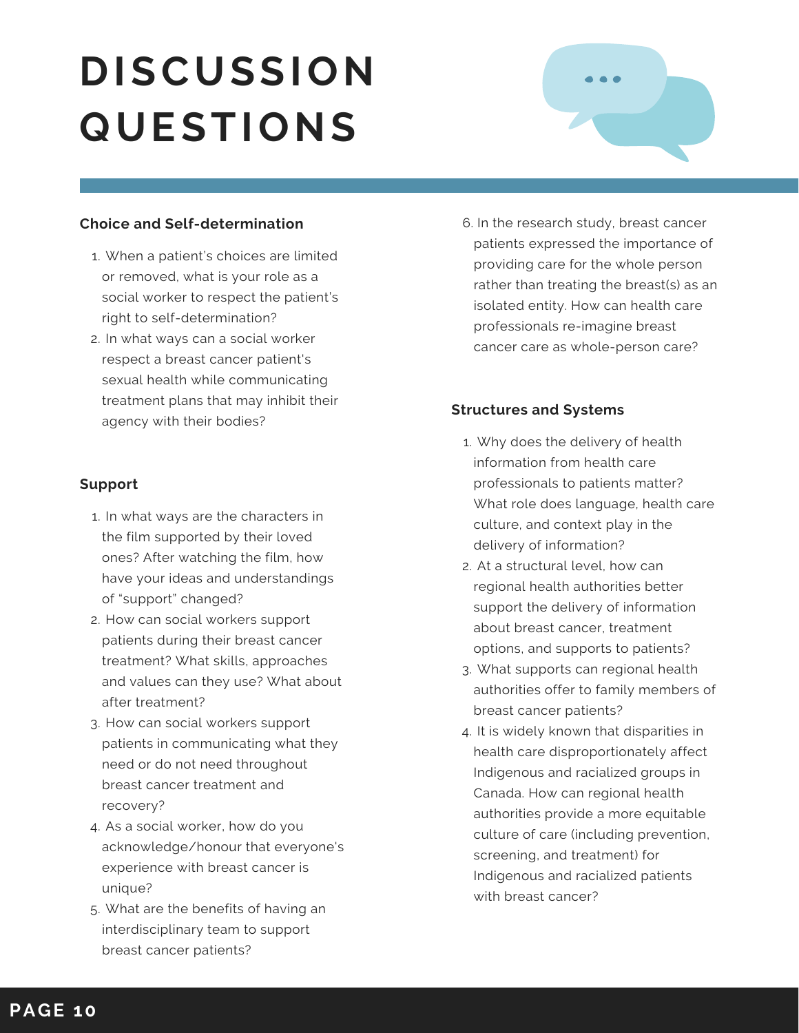# DISCUSSION QUESTIONS

### Choice and Self-determination

1. When a patient's choices are limited or removed, what is your role as a social worker to respect the patient's right to self-determination?
2. In what ways can a social worker respect a breast cancer patient's sexual health while communicating treatment plans that may inhibit their agency with their bodies?

### Support

1. In what ways are the characters in the film supported by their loved ones? After watching the film, how have your ideas and understandings of "support" changed?
2. How can social workers support patients during their breast cancer treatment? What skills, approaches and values can they use? What about after treatment?
3. How can social workers support patients in communicating what they need or do not need throughout breast cancer treatment and recovery?
4. As a social worker, how do you acknowledge/honour that everyone's experience with breast cancer is unique?
5. What are the benefits of having an interdisciplinary team to support breast cancer patients?
6. In the research study, breast cancer patients expressed the importance of providing care for the whole person rather than treating the breast(s) as an isolated entity. How can health care professionals re-imagine breast cancer care as whole-person care?

### Structures and Systems

1. Why does the delivery of health information from health care professionals to patients matter? What role does language, health care culture, and context play in the delivery of information?
2. At a structural level, how can regional health authorities better support the delivery of information about breast cancer, treatment options, and supports to patients?
3. What supports can regional health authorities offer to family members of breast cancer patients?
4. It is widely known that disparities in health care disproportionately affect Indigenous and racialized groups in Canada. How can regional health authorities provide a more equitable culture of care (including prevention, screening, and treatment) for Indigenous and racialized patients with breast cancer?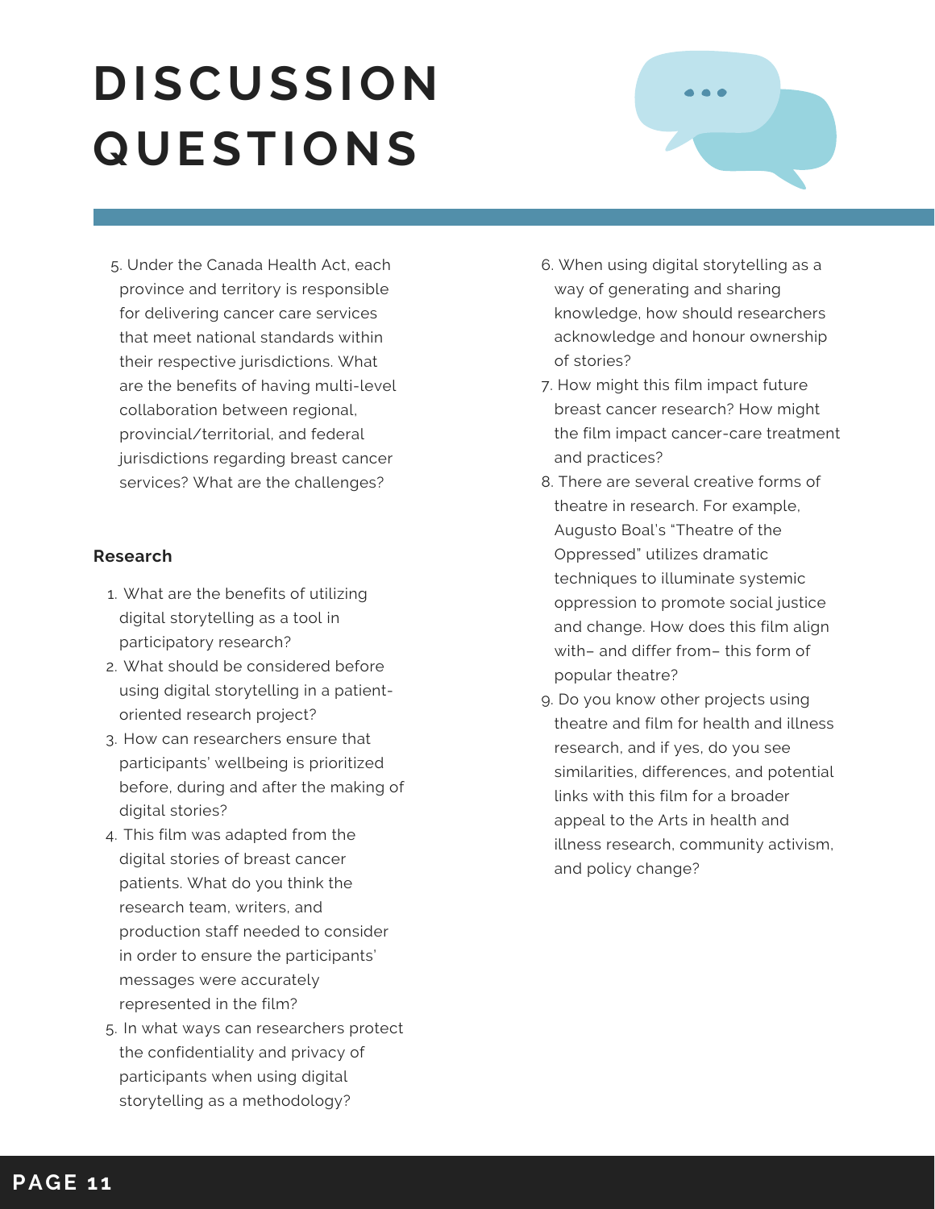# DISCUSSION QUESTIONS

5. Under the Canada Health Act, each province and territory is responsible for delivering cancer care services that meet national standards within their respective jurisdictions. What are the benefits of having multi-level collaboration between regional, provincial/territorial, and federal jurisdictions regarding breast cancer services? What are the challenges?

**Research**

1. What are the benefits of utilizing digital storytelling as a tool in participatory research?
2. What should be considered before using digital storytelling in a patient-oriented research project?
3. How can researchers ensure that participants' wellbeing is prioritized before, during and after the making of digital stories?
4. This film was adapted from the digital stories of breast cancer patients. What do you think the research team, writers, and production staff needed to consider in order to ensure the participants' messages were accurately represented in the film?
5. In what ways can researchers protect the confidentiality and privacy of participants when using digital storytelling as a methodology?
6. When using digital storytelling as a way of generating and sharing knowledge, how should researchers acknowledge and honour ownership of stories?
7. How might this film impact future breast cancer research? How might the film impact cancer-care treatment and practices?
8. There are several creative forms of theatre in research. For example, Augusto Boal's "Theatre of the Oppressed" utilizes dramatic techniques to illuminate systemic oppression to promote social justice and change. How does this film align with– and differ from– this form of popular theatre?
9. Do you know other projects using theatre and film for health and illness research, and if yes, do you see similarities, differences, and potential links with this film for a broader appeal to the Arts in health and illness research, community activism, and policy change?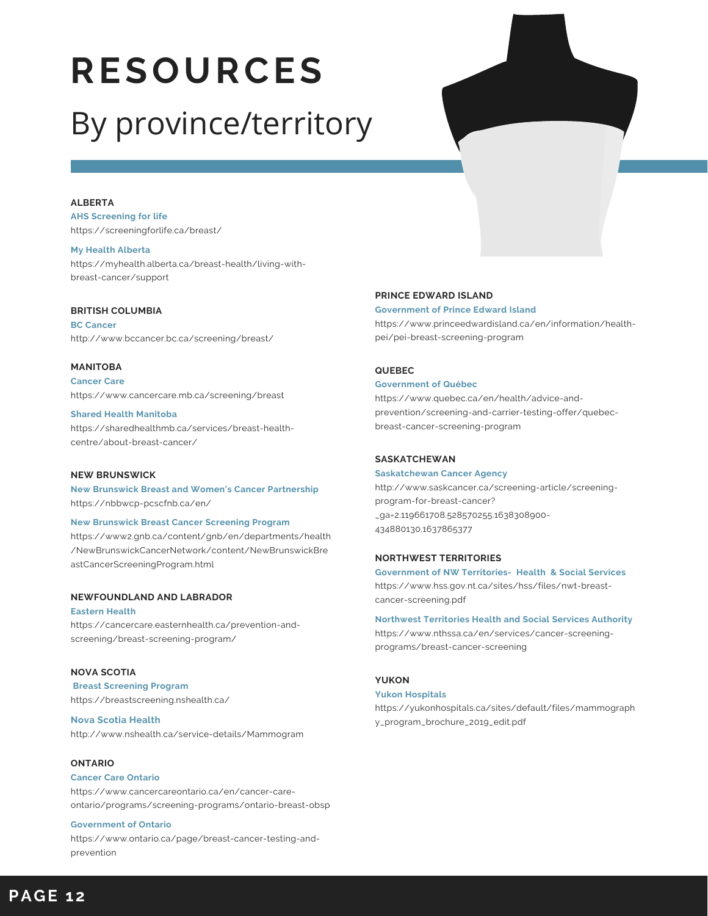# RESOURCES

## By province/territory

### ALBERTA

**AHS Screening for life**
https://screeningforlife.ca/breast/

**My Health Alberta**
https://myhealth.alberta.ca/breast-health/living-with-breast-cancer/support

### BRITISH COLUMBIA

**BC Cancer**
http://www.bccancer.bc.ca/screening/breast/

### MANITOBA

**Cancer Care**
https://www.cancercare.mb.ca/screening/breast

**Shared Health Manitoba**
https://sharedhealthmb.ca/services/breast-health-centre/about-breast-cancer/

### NEW BRUNSWICK

**New Brunswick Breast and Women's Cancer Partnership**
https://nbbwcp-pcscfnb.ca/en/

**New Brunswick Breast Cancer Screening Program**
https://www2.gnb.ca/content/gnb/en/departments/health/NewBrunswickCancerNetwork/content/NewBrunswickBreastCancerScreeningProgram.html

### NEWFOUNDLAND AND LABRADOR

**Eastern Health**
https://cancercare.easternhealth.ca/prevention-and-screening/breast-screening-program/

### NOVA SCOTIA

**Breast Screening Program**
https://breastscreening.nshealth.ca/

**Nova Scotia Health**
http://www.nshealth.ca/service-details/Mammogram

### ONTARIO

**Cancer Care Ontario**
https://www.cancercareontario.ca/en/cancer-care-ontario/programs/screening-programs/ontario-breast-obsp

**Government of Ontario**
https://www.ontario.ca/page/breast-cancer-testing-and-prevention

### PRINCE EDWARD ISLAND

**Government of Prince Edward Island**
https://www.princeedwardisland.ca/en/information/health-pei/pei-breast-screening-program

### QUEBEC

**Government of Québec**
https://www.quebec.ca/en/health/advice-and-prevention/screening-and-carrier-testing-offer/quebec-breast-cancer-screening-program

### SASKATCHEWAN

**Saskatchewan Cancer Agency**
http://www.saskcancer.ca/screening-article/screening-program-for-breast-cancer?_ga=2.119661708.528570255.1638308900-434880130.1637865377

### NORTHWEST TERRITORIES

**Government of NW Territories- Health & Social Services**
https://www.hss.gov.nt.ca/sites/hss/files/nwt-breast-cancer-screening.pdf

**Northwest Territories Health and Social Services Authority**
https://www.nthssa.ca/en/services/cancer-screening-programs/breast-cancer-screening

### YUKON

**Yukon Hospitals**
https://yukonhospitals.ca/sites/default/files/mammography_program_brochure_2019_edit.pdf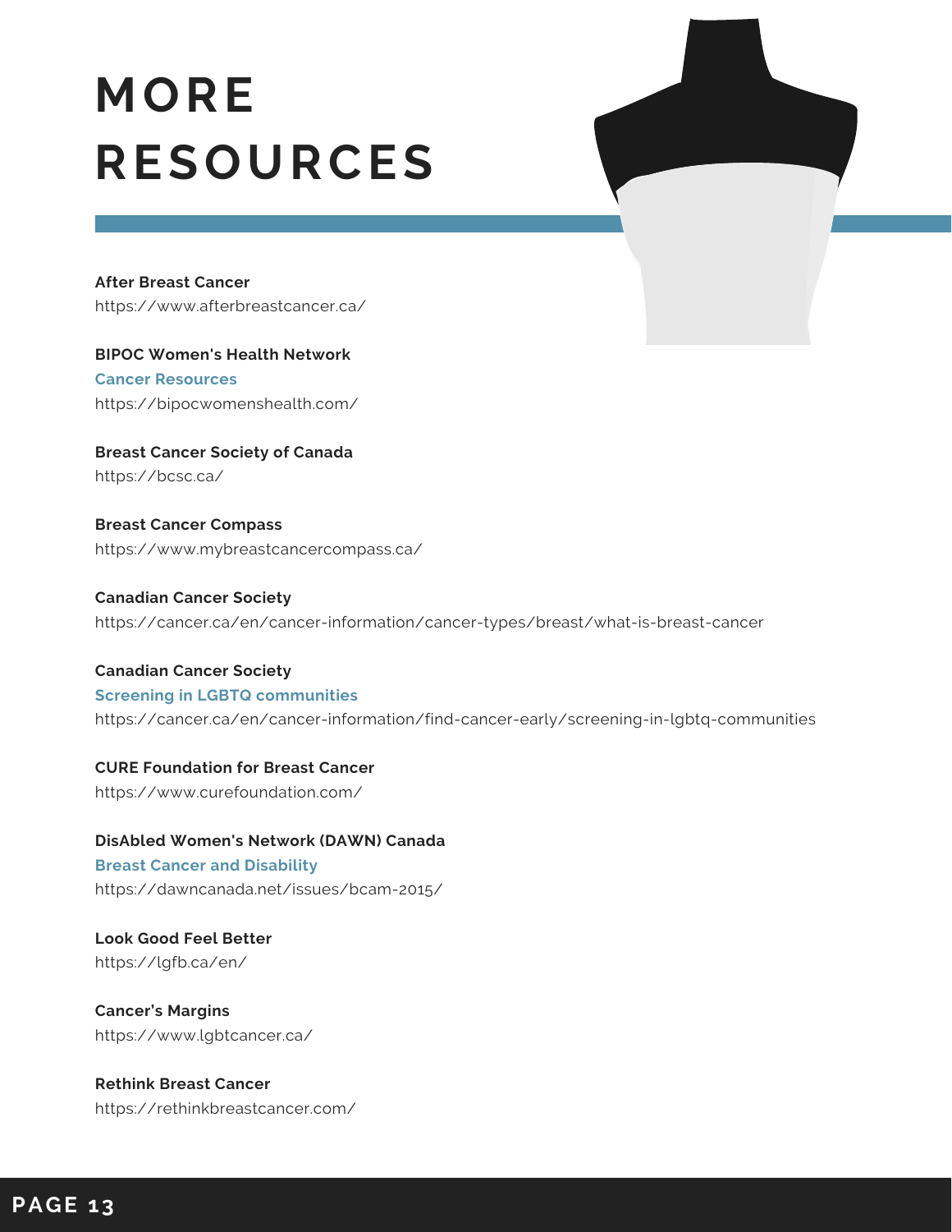# MORE RESOURCES

**After Breast Cancer**
https://www.afterbreastcancer.ca/

**BIPOC Women's Health Network**
**Cancer Resources**
https://bipocwomenshealth.com/

**Breast Cancer Society of Canada**
https://bcsc.ca/

**Breast Cancer Compass**
https://www.mybreastcancercompass.ca/

**Canadian Cancer Society**
https://cancer.ca/en/cancer-information/cancer-types/breast/what-is-breast-cancer

**Canadian Cancer Society**
**Screening in LGBTQ communities**
https://cancer.ca/en/cancer-information/find-cancer-early/screening-in-lgbtq-communities

**CURE Foundation for Breast Cancer**
https://www.curefoundation.com/

**DisAbled Women's Network (DAWN) Canada**
**Breast Cancer and Disability**
https://dawncanada.net/issues/bcam-2015/

**Look Good Feel Better**
https://lgfb.ca/en/

**Cancer's Margins**
https://www.lgbtcancer.ca/

**Rethink Breast Cancer**
https://rethinkbreastcancer.com/